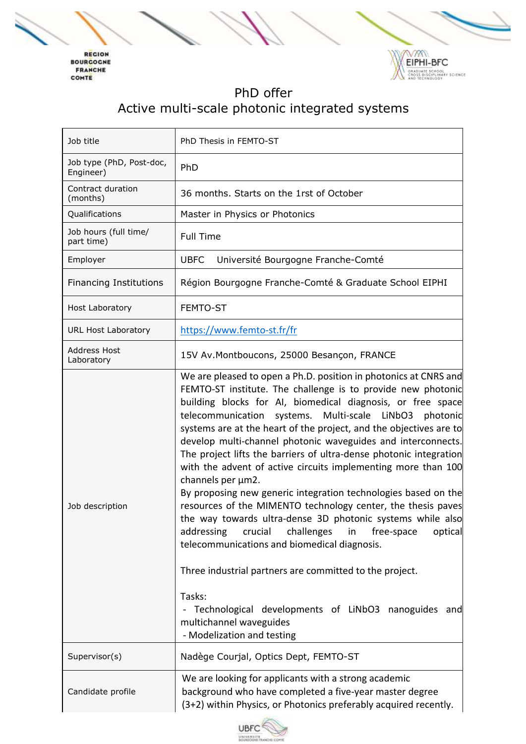# PhD offer

## Active multi-scale photonic integrated systems

| | |
|---|---|
| Job title | PhD Thesis in FEMTO-ST |
| Job type (PhD, Post-doc, Engineer) | PhD |
| Contract duration (months) | 36 months. Starts on the 1rst of October |
| Qualifications | Master in Physics or Photonics |
| Job hours (full time/ part time) | Full Time |
| Employer | UBFC Université Bourgogne Franche-Comté |
| Financing Institutions | Région Bourgogne Franche-Comté & Graduate School EIPHI |
| Host Laboratory | FEMTO-ST |
| URL Host Laboratory | https://www.femto-st.fr/fr |
| Address Host Laboratory | 15V Av.Montboucons, 25000 Besançon, FRANCE |
| Job description | We are pleased to open a Ph.D. position in photonics at CNRS and FEMTO-ST institute. The challenge is to provide new photonic building blocks for AI, biomedical diagnosis, or free space telecommunication systems. Multi-scale $LiNbO_3$ photonic systems are at the heart of the project, and the objectives are to develop multi-channel photonic waveguides and interconnects. The project lifts the barriers of ultra-dense photonic integration with the advent of active circuits implementing more than 100 channels per µm2.<br>By proposing new generic integration technologies based on the resources of the MIMENTO technology center, the thesis paves the way towards ultra-dense 3D photonic systems while also addressing crucial challenges in free-space optical telecommunications and biomedical diagnosis.<br><br>Three industrial partners are committed to the project.<br><br>Tasks:<br>- Technological developments of $LiNbO_3$ nanoguides and multichannel waveguides<br>- Modelization and testing |
| Supervisor(s) | Nadège Courjal, Optics Dept, FEMTO-ST |
| Candidate profile | We are looking for applicants with a strong academic background who have completed a five-year master degree (3+2) within Physics, or Photonics preferably acquired recently. |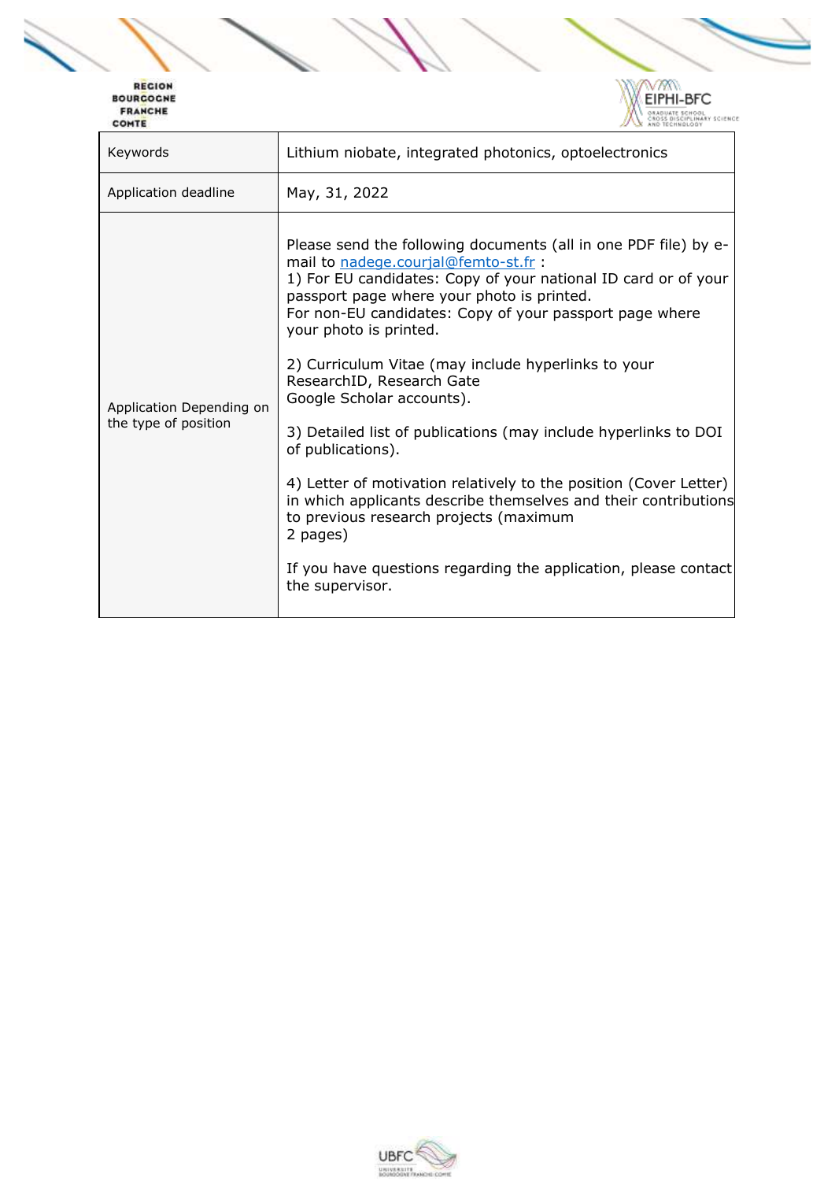| | |
|---|---|
| Keywords | Lithium niobate, integrated photonics, optoelectronics |
| Application deadline | May, 31, 2022 |
| Application Depending on the type of position | Please send the following documents (all in one PDF file) by e-mail to nadege.courjal@femto-st.fr :<br>1) For EU candidates: Copy of your national ID card or of your passport page where your photo is printed.<br>For non-EU candidates: Copy of your passport page where your photo is printed.<br><br>2) Curriculum Vitae (may include hyperlinks to your ResearchID, Research Gate Google Scholar accounts).<br><br>3) Detailed list of publications (may include hyperlinks to DOI of publications).<br><br>4) Letter of motivation relatively to the position (Cover Letter) in which applicants describe themselves and their contributions to previous research projects (maximum 2 pages)<br><br>If you have questions regarding the application, please contact the supervisor. |